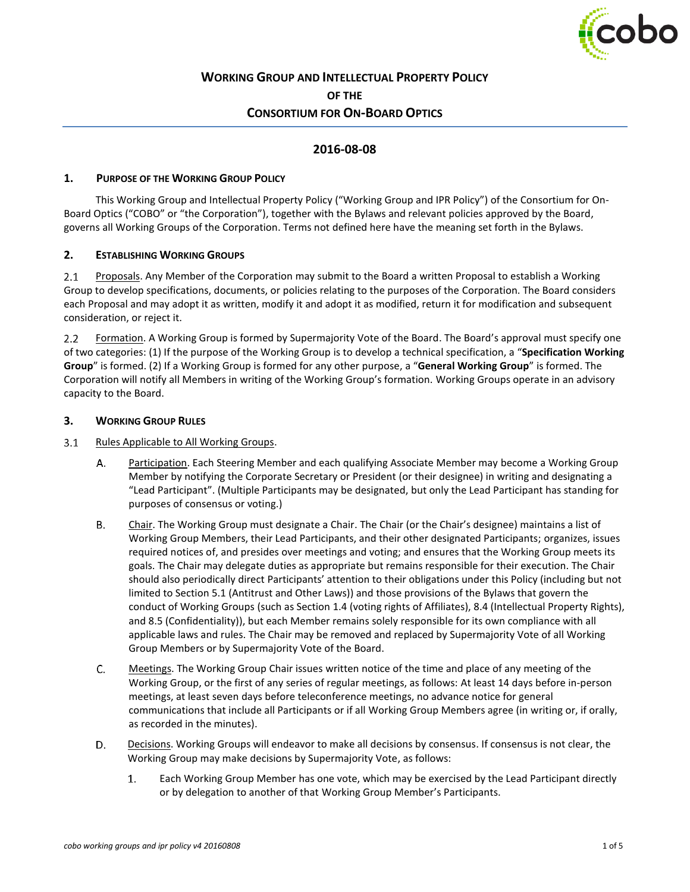# WORKING GROUP AND INTELLECTUAL PROPERTY POLICY OF THE CONSORTIUM FOR ON-BOARD OPTICS

## 2016-08-08

### 1. PURPOSE OF THE WORKING GROUP POLICY

This Working Group and Intellectual Property Policy ("Working Group and IPR Policy") of the Consortium for On-Board Optics ("COBO" or "the Corporation"), together with the Bylaws and relevant policies approved by the Board, governs all Working Groups of the Corporation. Terms not defined here have the meaning set forth in the Bylaws.

### 2. ESTABLISHING WORKING GROUPS

2.1 Proposals. Any Member of the Corporation may submit to the Board a written Proposal to establish a Working Group to develop specifications, documents, or policies relating to the purposes of the Corporation. The Board considers each Proposal and may adopt it as written, modify it and adopt it as modified, return it for modification and subsequent consideration, or reject it.

2.2 Formation. A Working Group is formed by Supermajority Vote of the Board. The Board's approval must specify one of two categories: (1) If the purpose of the Working Group is to develop a technical specification, a "**Specification Working Group**" is formed. (2) If a Working Group is formed for any other purpose, a "**General Working Group**" is formed. The Corporation will notify all Members in writing of the Working Group's formation. Working Groups operate in an advisory capacity to the Board.

### 3. WORKING GROUP RULES

3.1 Rules Applicable to All Working Groups.

A. Participation. Each Steering Member and each qualifying Associate Member may become a Working Group Member by notifying the Corporate Secretary or President (or their designee) in writing and designating a "Lead Participant". (Multiple Participants may be designated, but only the Lead Participant has standing for purposes of consensus or voting.)

B. Chair. The Working Group must designate a Chair. The Chair (or the Chair's designee) maintains a list of Working Group Members, their Lead Participants, and their other designated Participants; organizes, issues required notices of, and presides over meetings and voting; and ensures that the Working Group meets its goals. The Chair may delegate duties as appropriate but remains responsible for their execution. The Chair should also periodically direct Participants' attention to their obligations under this Policy (including but not limited to Section 5.1 (Antitrust and Other Laws)) and those provisions of the Bylaws that govern the conduct of Working Groups (such as Section 1.4 (voting rights of Affiliates), 8.4 (Intellectual Property Rights), and 8.5 (Confidentiality)), but each Member remains solely responsible for its own compliance with all applicable laws and rules. The Chair may be removed and replaced by Supermajority Vote of all Working Group Members or by Supermajority Vote of the Board.

C. Meetings. The Working Group Chair issues written notice of the time and place of any meeting of the Working Group, or the first of any series of regular meetings, as follows: At least 14 days before in-person meetings, at least seven days before teleconference meetings, no advance notice for general communications that include all Participants or if all Working Group Members agree (in writing or, if orally, as recorded in the minutes).

D. Decisions. Working Groups will endeavor to make all decisions by consensus. If consensus is not clear, the Working Group may make decisions by Supermajority Vote, as follows:

1. Each Working Group Member has one vote, which may be exercised by the Lead Participant directly or by delegation to another of that Working Group Member's Participants.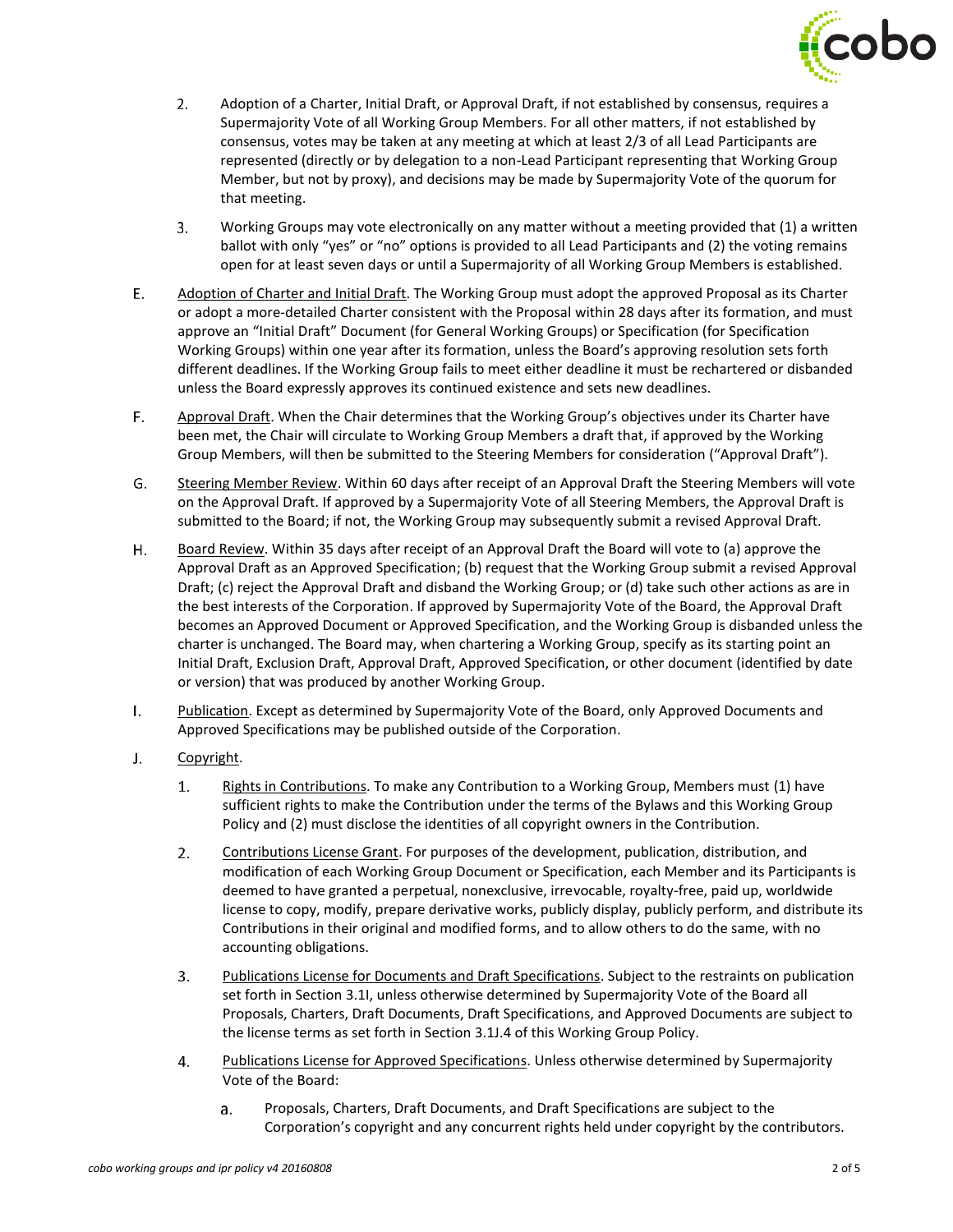2. Adoption of a Charter, Initial Draft, or Approval Draft, if not established by consensus, requires a Supermajority Vote of all Working Group Members. For all other matters, if not established by consensus, votes may be taken at any meeting at which at least 2/3 of all Lead Participants are represented (directly or by delegation to a non-Lead Participant representing that Working Group Member, but not by proxy), and decisions may be made by Supermajority Vote of the quorum for that meeting.

3. Working Groups may vote electronically on any matter without a meeting provided that (1) a written ballot with only "yes" or "no" options is provided to all Lead Participants and (2) the voting remains open for at least seven days or until a Supermajority of all Working Group Members is established.

E. Adoption of Charter and Initial Draft. The Working Group must adopt the approved Proposal as its Charter or adopt a more-detailed Charter consistent with the Proposal within 28 days after its formation, and must approve an "Initial Draft" Document (for General Working Groups) or Specification (for Specification Working Groups) within one year after its formation, unless the Board's approving resolution sets forth different deadlines. If the Working Group fails to meet either deadline it must be rechartered or disbanded unless the Board expressly approves its continued existence and sets new deadlines.

F. Approval Draft. When the Chair determines that the Working Group's objectives under its Charter have been met, the Chair will circulate to Working Group Members a draft that, if approved by the Working Group Members, will then be submitted to the Steering Members for consideration ("Approval Draft").

G. Steering Member Review. Within 60 days after receipt of an Approval Draft the Steering Members will vote on the Approval Draft. If approved by a Supermajority Vote of all Steering Members, the Approval Draft is submitted to the Board; if not, the Working Group may subsequently submit a revised Approval Draft.

H. Board Review. Within 35 days after receipt of an Approval Draft the Board will vote to (a) approve the Approval Draft as an Approved Specification; (b) request that the Working Group submit a revised Approval Draft; (c) reject the Approval Draft and disband the Working Group; or (d) take such other actions as are in the best interests of the Corporation. If approved by Supermajority Vote of the Board, the Approval Draft becomes an Approved Document or Approved Specification, and the Working Group is disbanded unless the charter is unchanged. The Board may, when chartering a Working Group, specify as its starting point an Initial Draft, Exclusion Draft, Approval Draft, Approved Specification, or other document (identified by date or version) that was produced by another Working Group.

I. Publication. Except as determined by Supermajority Vote of the Board, only Approved Documents and Approved Specifications may be published outside of the Corporation.

J. Copyright.

1. Rights in Contributions. To make any Contribution to a Working Group, Members must (1) have sufficient rights to make the Contribution under the terms of the Bylaws and this Working Group Policy and (2) must disclose the identities of all copyright owners in the Contribution.

2. Contributions License Grant. For purposes of the development, publication, distribution, and modification of each Working Group Document or Specification, each Member and its Participants is deemed to have granted a perpetual, nonexclusive, irrevocable, royalty-free, paid up, worldwide license to copy, modify, prepare derivative works, publicly display, publicly perform, and distribute its Contributions in their original and modified forms, and to allow others to do the same, with no accounting obligations.

3. Publications License for Documents and Draft Specifications. Subject to the restraints on publication set forth in Section 3.1I, unless otherwise determined by Supermajority Vote of the Board all Proposals, Charters, Draft Documents, Draft Specifications, and Approved Documents are subject to the license terms as set forth in Section 3.1J.4 of this Working Group Policy.

4. Publications License for Approved Specifications. Unless otherwise determined by Supermajority Vote of the Board:

   a. Proposals, Charters, Draft Documents, and Draft Specifications are subject to the Corporation's copyright and any concurrent rights held under copyright by the contributors.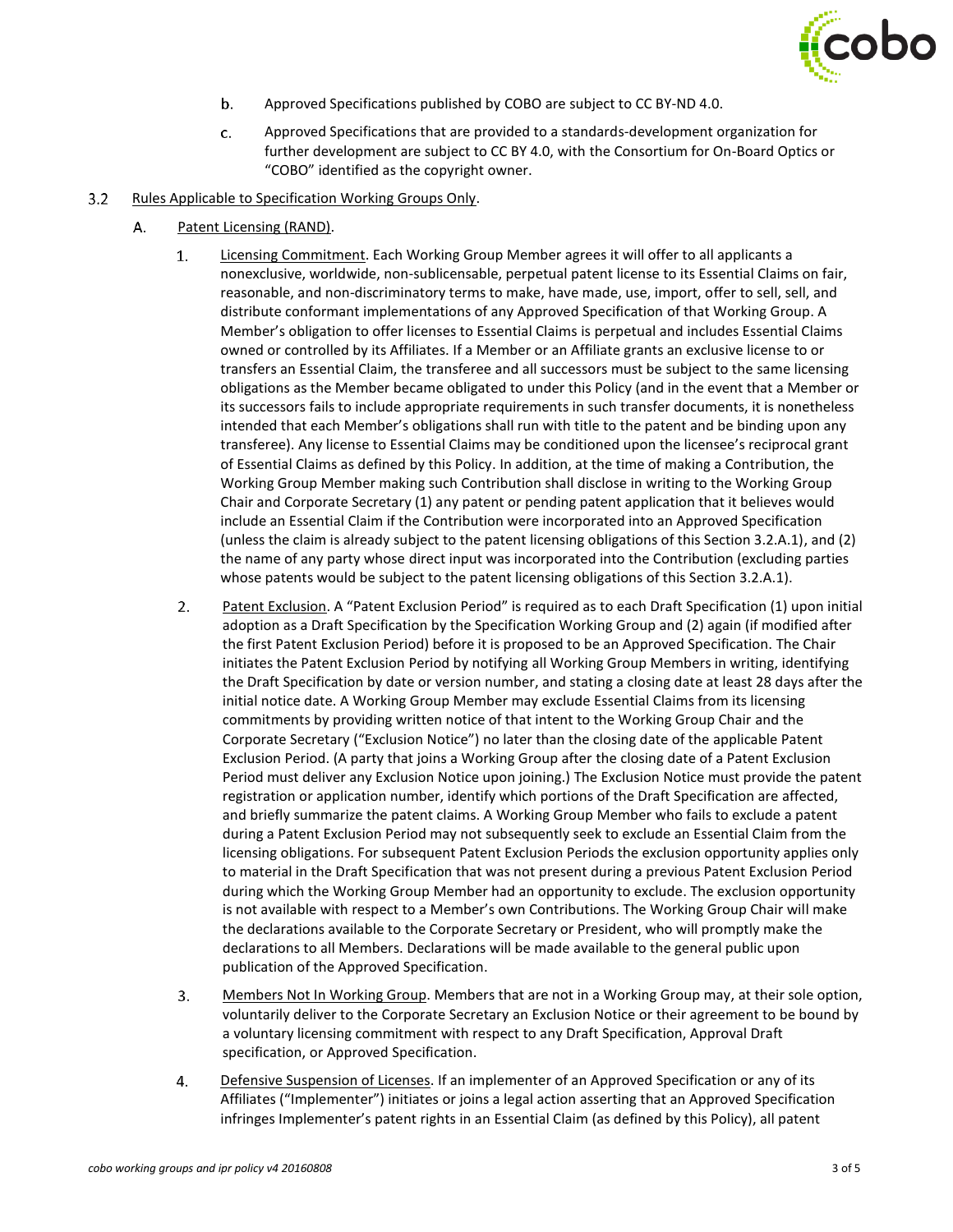b. Approved Specifications published by COBO are subject to CC BY-ND 4.0.

c. Approved Specifications that are provided to a standards-development organization for further development are subject to CC BY 4.0, with the Consortium for On-Board Optics or "COBO" identified as the copyright owner.

3.2 Rules Applicable to Specification Working Groups Only.

A. Patent Licensing (RAND).

1. Licensing Commitment. Each Working Group Member agrees it will offer to all applicants a nonexclusive, worldwide, non-sublicensable, perpetual patent license to its Essential Claims on fair, reasonable, and non-discriminatory terms to make, have made, use, import, offer to sell, sell, and distribute conformant implementations of any Approved Specification of that Working Group. A Member's obligation to offer licenses to Essential Claims is perpetual and includes Essential Claims owned or controlled by its Affiliates. If a Member or an Affiliate grants an exclusive license to or transfers an Essential Claim, the transferee and all successors must be subject to the same licensing obligations as the Member became obligated to under this Policy (and in the event that a Member or its successors fails to include appropriate requirements in such transfer documents, it is nonetheless intended that each Member's obligations shall run with title to the patent and be binding upon any transferee). Any license to Essential Claims may be conditioned upon the licensee's reciprocal grant of Essential Claims as defined by this Policy. In addition, at the time of making a Contribution, the Working Group Member making such Contribution shall disclose in writing to the Working Group Chair and Corporate Secretary (1) any patent or pending patent application that it believes would include an Essential Claim if the Contribution were incorporated into an Approved Specification (unless the claim is already subject to the patent licensing obligations of this Section 3.2.A.1), and (2) the name of any party whose direct input was incorporated into the Contribution (excluding parties whose patents would be subject to the patent licensing obligations of this Section 3.2.A.1).

2. Patent Exclusion. A "Patent Exclusion Period" is required as to each Draft Specification (1) upon initial adoption as a Draft Specification by the Specification Working Group and (2) again (if modified after the first Patent Exclusion Period) before it is proposed to be an Approved Specification. The Chair initiates the Patent Exclusion Period by notifying all Working Group Members in writing, identifying the Draft Specification by date or version number, and stating a closing date at least 28 days after the initial notice date. A Working Group Member may exclude Essential Claims from its licensing commitments by providing written notice of that intent to the Working Group Chair and the Corporate Secretary ("Exclusion Notice") no later than the closing date of the applicable Patent Exclusion Period. (A party that joins a Working Group after the closing date of a Patent Exclusion Period must deliver any Exclusion Notice upon joining.) The Exclusion Notice must provide the patent registration or application number, identify which portions of the Draft Specification are affected, and briefly summarize the patent claims. A Working Group Member who fails to exclude a patent during a Patent Exclusion Period may not subsequently seek to exclude an Essential Claim from the licensing obligations. For subsequent Patent Exclusion Periods the exclusion opportunity applies only to material in the Draft Specification that was not present during a previous Patent Exclusion Period during which the Working Group Member had an opportunity to exclude. The exclusion opportunity is not available with respect to a Member's own Contributions. The Working Group Chair will make the declarations available to the Corporate Secretary or President, who will promptly make the declarations to all Members. Declarations will be made available to the general public upon publication of the Approved Specification.

3. Members Not In Working Group. Members that are not in a Working Group may, at their sole option, voluntarily deliver to the Corporate Secretary an Exclusion Notice or their agreement to be bound by a voluntary licensing commitment with respect to any Draft Specification, Approval Draft specification, or Approved Specification.

4. Defensive Suspension of Licenses. If an implementer of an Approved Specification or any of its Affiliates ("Implementer") initiates or joins a legal action asserting that an Approved Specification infringes Implementer's patent rights in an Essential Claim (as defined by this Policy), all patent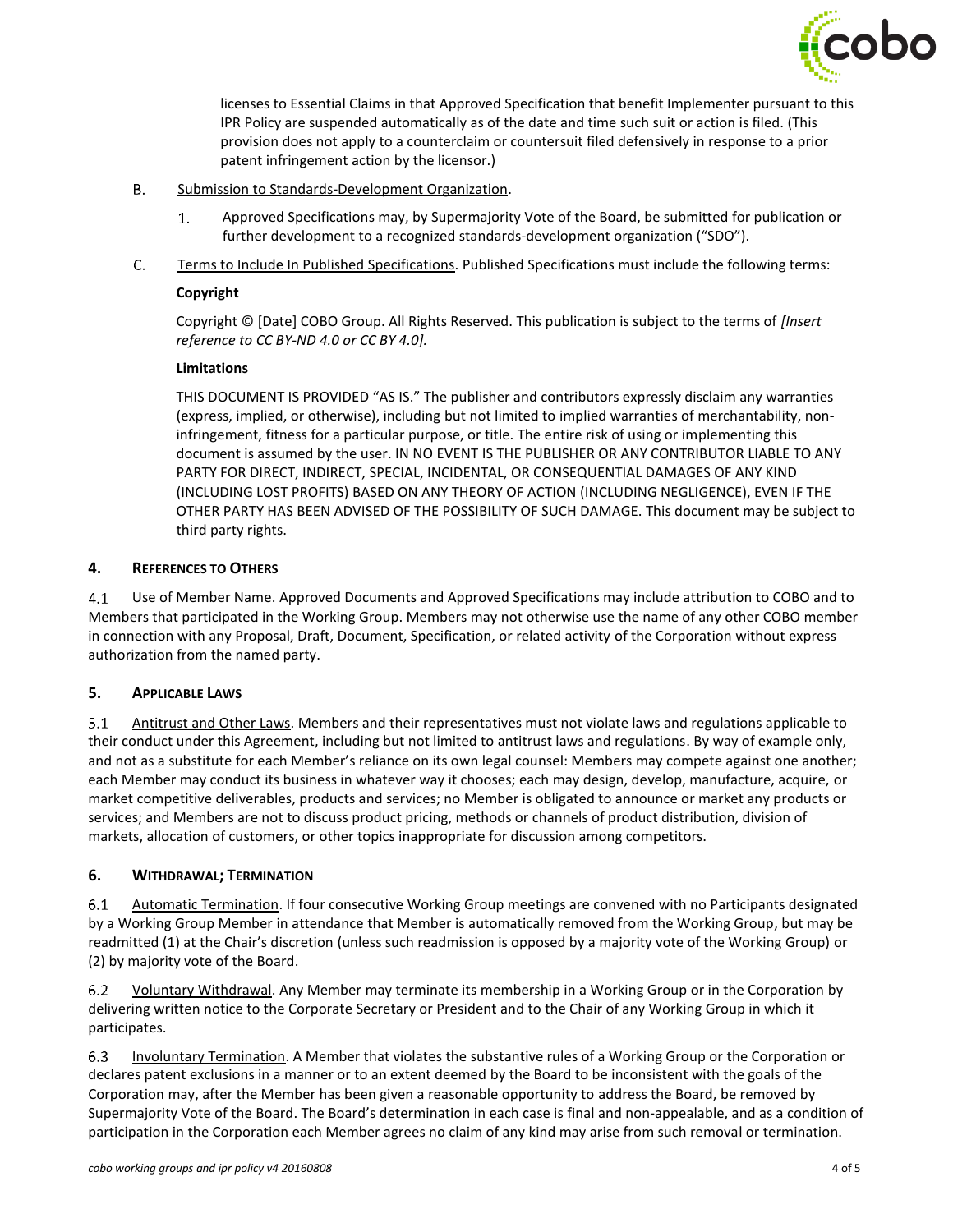licenses to Essential Claims in that Approved Specification that benefit Implementer pursuant to this IPR Policy are suspended automatically as of the date and time such suit or action is filed. (This provision does not apply to a counterclaim or countersuit filed defensively in response to a prior patent infringement action by the licensor.)

B. Submission to Standards-Development Organization.

1. Approved Specifications may, by Supermajority Vote of the Board, be submitted for publication or further development to a recognized standards-development organization ("SDO").

C. Terms to Include In Published Specifications. Published Specifications must include the following terms:

**Copyright**

Copyright © [Date] COBO Group. All Rights Reserved. This publication is subject to the terms of *[Insert reference to CC BY-ND 4.0 or CC BY 4.0].*

**Limitations**

THIS DOCUMENT IS PROVIDED "AS IS." The publisher and contributors expressly disclaim any warranties (express, implied, or otherwise), including but not limited to implied warranties of merchantability, non-infringement, fitness for a particular purpose, or title. The entire risk of using or implementing this document is assumed by the user. IN NO EVENT IS THE PUBLISHER OR ANY CONTRIBUTOR LIABLE TO ANY PARTY FOR DIRECT, INDIRECT, SPECIAL, INCIDENTAL, OR CONSEQUENTIAL DAMAGES OF ANY KIND (INCLUDING LOST PROFITS) BASED ON ANY THEORY OF ACTION (INCLUDING NEGLIGENCE), EVEN IF THE OTHER PARTY HAS BEEN ADVISED OF THE POSSIBILITY OF SUCH DAMAGE. This document may be subject to third party rights.

## 4. References to Others

4.1 Use of Member Name. Approved Documents and Approved Specifications may include attribution to COBO and to Members that participated in the Working Group. Members may not otherwise use the name of any other COBO member in connection with any Proposal, Draft, Document, Specification, or related activity of the Corporation without express authorization from the named party.

## 5. Applicable Laws

5.1 Antitrust and Other Laws. Members and their representatives must not violate laws and regulations applicable to their conduct under this Agreement, including but not limited to antitrust laws and regulations. By way of example only, and not as a substitute for each Member's reliance on its own legal counsel: Members may compete against one another; each Member may conduct its business in whatever way it chooses; each may design, develop, manufacture, acquire, or market competitive deliverables, products and services; no Member is obligated to announce or market any products or services; and Members are not to discuss product pricing, methods or channels of product distribution, division of markets, allocation of customers, or other topics inappropriate for discussion among competitors.

## 6. Withdrawal; Termination

6.1 Automatic Termination. If four consecutive Working Group meetings are convened with no Participants designated by a Working Group Member in attendance that Member is automatically removed from the Working Group, but may be readmitted (1) at the Chair's discretion (unless such readmission is opposed by a majority vote of the Working Group) or (2) by majority vote of the Board.

6.2 Voluntary Withdrawal. Any Member may terminate its membership in a Working Group or in the Corporation by delivering written notice to the Corporate Secretary or President and to the Chair of any Working Group in which it participates.

6.3 Involuntary Termination. A Member that violates the substantive rules of a Working Group or the Corporation or declares patent exclusions in a manner or to an extent deemed by the Board to be inconsistent with the goals of the Corporation may, after the Member has been given a reasonable opportunity to address the Board, be removed by Supermajority Vote of the Board. The Board's determination in each case is final and non-appealable, and as a condition of participation in the Corporation each Member agrees no claim of any kind may arise from such removal or termination.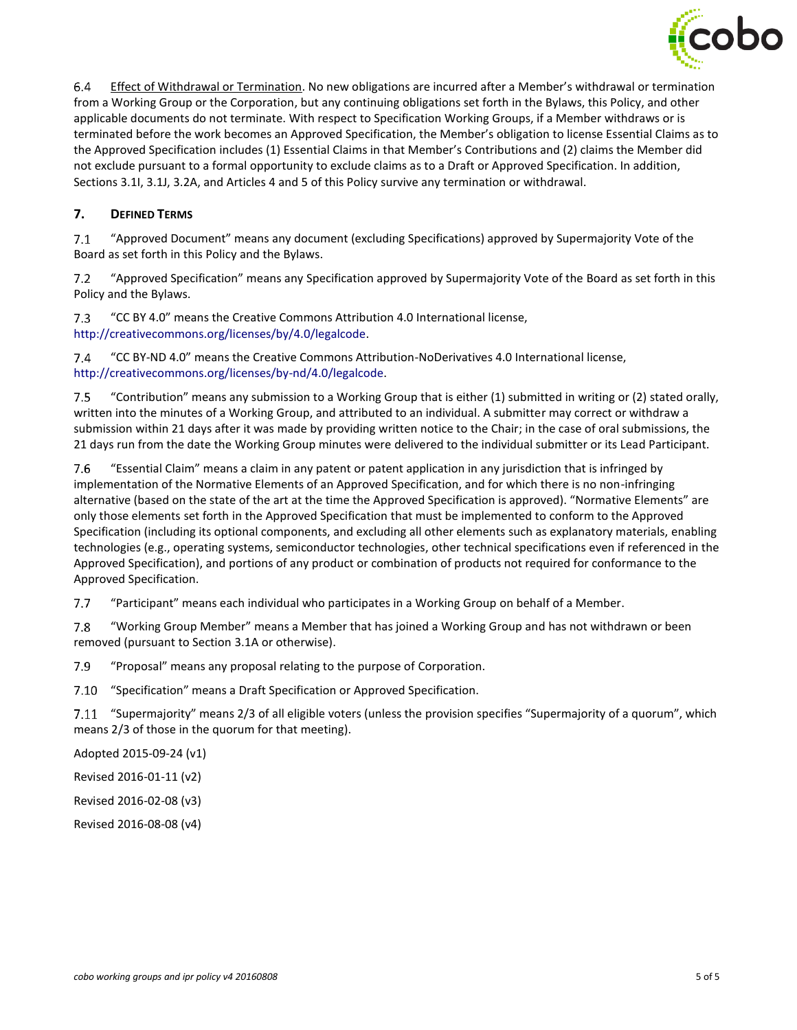6.4 Effect of Withdrawal or Termination. No new obligations are incurred after a Member's withdrawal or termination from a Working Group or the Corporation, but any continuing obligations set forth in the Bylaws, this Policy, and other applicable documents do not terminate. With respect to Specification Working Groups, if a Member withdraws or is terminated before the work becomes an Approved Specification, the Member's obligation to license Essential Claims as to the Approved Specification includes (1) Essential Claims in that Member's Contributions and (2) claims the Member did not exclude pursuant to a formal opportunity to exclude claims as to a Draft or Approved Specification. In addition, Sections 3.1I, 3.1J, 3.2A, and Articles 4 and 5 of this Policy survive any termination or withdrawal.

## 7. DEFINED TERMS

7.1 "Approved Document" means any document (excluding Specifications) approved by Supermajority Vote of the Board as set forth in this Policy and the Bylaws.

7.2 "Approved Specification" means any Specification approved by Supermajority Vote of the Board as set forth in this Policy and the Bylaws.

7.3 "CC BY 4.0" means the Creative Commons Attribution 4.0 International license, http://creativecommons.org/licenses/by/4.0/legalcode.

7.4 "CC BY-ND 4.0" means the Creative Commons Attribution-NoDerivatives 4.0 International license, http://creativecommons.org/licenses/by-nd/4.0/legalcode.

7.5 "Contribution" means any submission to a Working Group that is either (1) submitted in writing or (2) stated orally, written into the minutes of a Working Group, and attributed to an individual. A submitter may correct or withdraw a submission within 21 days after it was made by providing written notice to the Chair; in the case of oral submissions, the 21 days run from the date the Working Group minutes were delivered to the individual submitter or its Lead Participant.

7.6 "Essential Claim" means a claim in any patent or patent application in any jurisdiction that is infringed by implementation of the Normative Elements of an Approved Specification, and for which there is no non-infringing alternative (based on the state of the art at the time the Approved Specification is approved). "Normative Elements" are only those elements set forth in the Approved Specification that must be implemented to conform to the Approved Specification (including its optional components, and excluding all other elements such as explanatory materials, enabling technologies (e.g., operating systems, semiconductor technologies, other technical specifications even if referenced in the Approved Specification), and portions of any product or combination of products not required for conformance to the Approved Specification.

7.7 "Participant" means each individual who participates in a Working Group on behalf of a Member.

7.8 "Working Group Member" means a Member that has joined a Working Group and has not withdrawn or been removed (pursuant to Section 3.1A or otherwise).

7.9 "Proposal" means any proposal relating to the purpose of Corporation.

7.10 "Specification" means a Draft Specification or Approved Specification.

7.11 "Supermajority" means 2/3 of all eligible voters (unless the provision specifies "Supermajority of a quorum", which means 2/3 of those in the quorum for that meeting).

Adopted 2015-09-24 (v1)

Revised 2016-01-11 (v2)

Revised 2016-02-08 (v3)

Revised 2016-08-08 (v4)